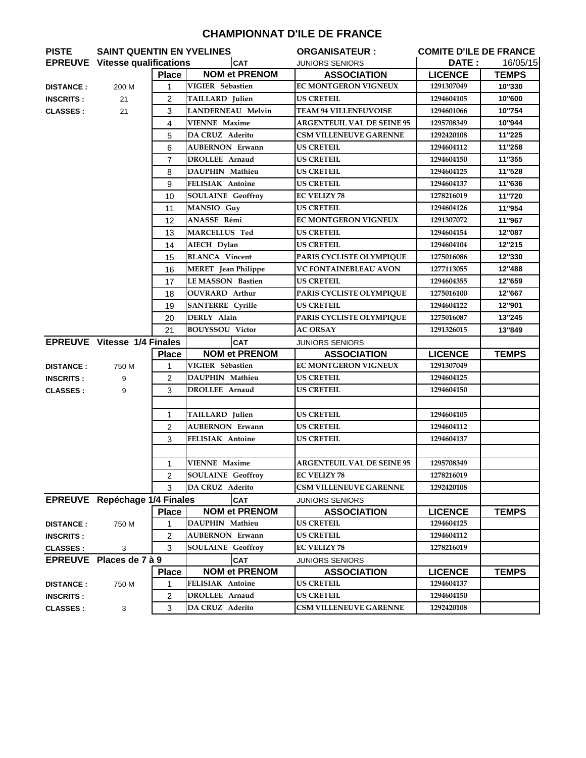# CHAMPIONNAT D'ILE DE FRANCE

| PISTE | SAINT QUENTIN EN YVELINES | | | ORGANISATEUR : | COMITE D'ILE DE FRANCE | |
|---|---|---|---|---|---|---|
| **EPREUVE** | **Vitesse qualifications** | | **CAT** | JUNIORS SENIORS | **DATE :** | 16/05/15 |
| | | **Place** | **NOM et PRENOM** | **ASSOCIATION** | **LICENCE** | **TEMPS** |
| **DISTANCE :** | 200 M | 1 | VIGIER Sébastien | EC MONTGERON VIGNEUX | 1291307049 | 10"330 |
| **INSCRITS :** | 21 | 2 | TAILLARD Julien | US CRETEIL | 1294604105 | 10"600 |
| **CLASSES :** | 21 | 3 | LANDERNEAU Melvin | TEAM 94 VILLENEUVOISE | 1294601066 | 10"754 |
| | | 4 | VIENNE Maxime | ARGENTEUIL VAL DE SEINE 95 | 1295708349 | 10"944 |
| | | 5 | DA CRUZ Aderito | CSM VILLENEUVE GARENNE | 1292420108 | 11"225 |
| | | 6 | AUBERNON Erwann | US CRETEIL | 1294604112 | 11"258 |
| | | 7 | DROLLEE Arnaud | US CRETEIL | 1294604150 | 11"355 |
| | | 8 | DAUPHIN Mathieu | US CRETEIL | 1294604125 | 11"528 |
| | | 9 | FELISIAK Antoine | US CRETEIL | 1294604137 | 11"636 |
| | | 10 | SOULAINE Geoffroy | EC VELIZY 78 | 1278216019 | 11"720 |
| | | 11 | MANSIO Guy | US CRETEIL | 1294604126 | 11"954 |
| | | 12 | ANASSE Rémi | EC MONTGERON VIGNEUX | 1291307072 | 11"967 |
| | | 13 | MARCELLUS Ted | US CRETEIL | 1294604154 | 12"087 |
| | | 14 | AIECH Dylan | US CRETEIL | 1294604104 | 12"215 |
| | | 15 | BLANCA Vincent | PARIS CYCLISTE OLYMPIQUE | 1275016086 | 12"330 |
| | | 16 | MERET Jean Philippe | VC FONTAINEBLEAU AVON | 1277113055 | 12"488 |
| | | 17 | LE MASSON Bastien | US CRETEIL | 1294604355 | 12"659 |
| | | 18 | OUVRARD Arthur | PARIS CYCLISTE OLYMPIQUE | 1275016100 | 12"667 |
| | | 19 | SANTERRE Cyrille | US CRETEIL | 1294604122 | 12"901 |
| | | 20 | DERLY Alain | PARIS CYCLISTE OLYMPIQUE | 1275016087 | 13"245 |
| | | 21 | BOUYSSOU Victor | AC ORSAY | 1291326015 | 13"849 |
| **EPREUVE** | **Vitesse 1/4 Finales** | | **CAT** | JUNIORS SENIORS | | |
| | | **Place** | **NOM et PRENOM** | **ASSOCIATION** | **LICENCE** | **TEMPS** |
| **DISTANCE :** | 750 M | 1 | VIGIER Sébastien | EC MONTGERON VIGNEUX | 1291307049 | |
| **INSCRITS :** | 9 | 2 | DAUPHIN Mathieu | US CRETEIL | 1294604125 | |
| **CLASSES :** | 9 | 3 | DROLLEE Arnaud | US CRETEIL | 1294604150 | |
| | | | | | | |
| | | 1 | TAILLARD Julien | US CRETEIL | 1294604105 | |
| | | 2 | AUBERNON Erwann | US CRETEIL | 1294604112 | |
| | | 3 | FELISIAK Antoine | US CRETEIL | 1294604137 | |
| | | | | | | |
| | | 1 | VIENNE Maxime | ARGENTEUIL VAL DE SEINE 95 | 1295708349 | |
| | | 2 | SOULAINE Geoffroy | EC VELIZY 78 | 1278216019 | |
| | | 3 | DA CRUZ Aderito | CSM VILLENEUVE GARENNE | 1292420108 | |
| **EPREUVE** | **Repéchage 1/4 Finales** | | **CAT** | JUNIORS SENIORS | | |
| | | **Place** | **NOM et PRENOM** | **ASSOCIATION** | **LICENCE** | **TEMPS** |
| **DISTANCE :** | 750 M | 1 | DAUPHIN Mathieu | US CRETEIL | 1294604125 | |
| **INSCRITS :** | | 2 | AUBERNON Erwann | US CRETEIL | 1294604112 | |
| **CLASSES :** | 3 | 3 | SOULAINE Geoffroy | EC VELIZY 78 | 1278216019 | |
| **EPREUVE** | **Places de 7 à 9** | | **CAT** | JUNIORS SENIORS | | |
| | | **Place** | **NOM et PRENOM** | **ASSOCIATION** | **LICENCE** | **TEMPS** |
| **DISTANCE :** | 750 M | 1 | FELISIAK Antoine | US CRETEIL | 1294604137 | |
| **INSCRITS :** | | 2 | DROLLEE Arnaud | US CRETEIL | 1294604150 | |
| **CLASSES :** | 3 | 3 | DA CRUZ Aderito | CSM VILLENEUVE GARENNE | 1292420108 | |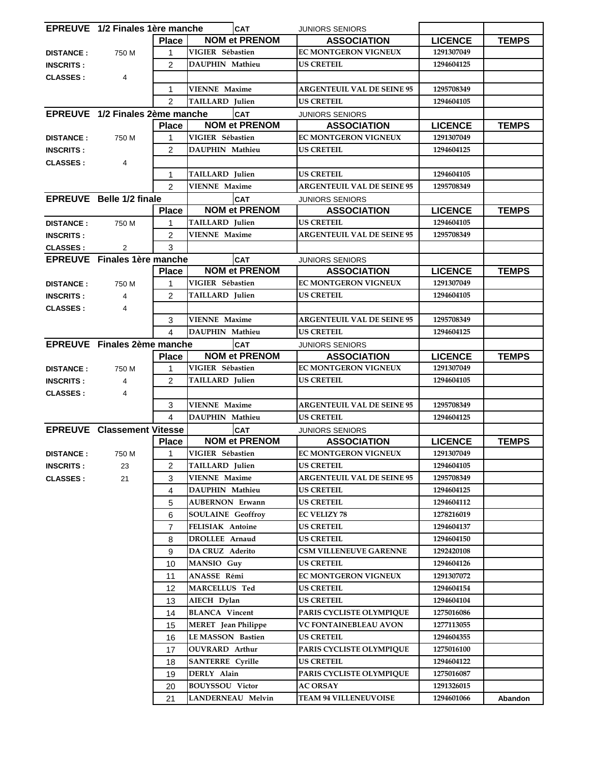| EPREUVE 1/2 Finales 1ère manche | | | CAT | JUNIORS SENIORS | | |
|---|---|---|---|---|---|---|
| | | Place | NOM et PRENOM | ASSOCIATION | LICENCE | TEMPS |
| DISTANCE : | 750 M | 1 | VIGIER Sébastien | EC MONTGERON VIGNEUX | 1291307049 | |
| INSCRITS : | | 2 | DAUPHIN Mathieu | US CRETEIL | 1294604125 | |
| CLASSES : | 4 | | | | | |
| | | 1 | VIENNE Maxime | ARGENTEUIL VAL DE SEINE 95 | 1295708349 | |
| | | 2 | TAILLARD Julien | US CRETEIL | 1294604105 | |

| EPREUVE 1/2 Finales 2ème manche | | | CAT | JUNIORS SENIORS | | |
|---|---|---|---|---|---|---|
| | | Place | NOM et PRENOM | ASSOCIATION | LICENCE | TEMPS |
| DISTANCE : | 750 M | 1 | VIGIER Sébastien | EC MONTGERON VIGNEUX | 1291307049 | |
| INSCRITS : | | 2 | DAUPHIN Mathieu | US CRETEIL | 1294604125 | |
| CLASSES : | 4 | | | | | |
| | | 1 | TAILLARD Julien | US CRETEIL | 1294604105 | |
| | | 2 | VIENNE Maxime | ARGENTEUIL VAL DE SEINE 95 | 1295708349 | |

| EPREUVE Belle 1/2 finale | | | CAT | JUNIORS SENIORS | | |
|---|---|---|---|---|---|---|
| | | Place | NOM et PRENOM | ASSOCIATION | LICENCE | TEMPS |
| DISTANCE : | 750 M | 1 | TAILLARD Julien | US CRETEIL | 1294604105 | |
| INSCRITS : | | 2 | VIENNE Maxime | ARGENTEUIL VAL DE SEINE 95 | 1295708349 | |
| CLASSES : | 2 | 3 | | | | |

| EPREUVE Finales 1ère manche | | | CAT | JUNIORS SENIORS | | |
|---|---|---|---|---|---|---|
| | | Place | NOM et PRENOM | ASSOCIATION | LICENCE | TEMPS |
| DISTANCE : | 750 M | 1 | VIGIER Sébastien | EC MONTGERON VIGNEUX | 1291307049 | |
| INSCRITS : | 4 | 2 | TAILLARD Julien | US CRETEIL | 1294604105 | |
| CLASSES : | 4 | | | | | |
| | | 3 | VIENNE Maxime | ARGENTEUIL VAL DE SEINE 95 | 1295708349 | |
| | | 4 | DAUPHIN Mathieu | US CRETEIL | 1294604125 | |

| EPREUVE Finales 2ème manche | | | CAT | JUNIORS SENIORS | | |
|---|---|---|---|---|---|---|
| | | Place | NOM et PRENOM | ASSOCIATION | LICENCE | TEMPS |
| DISTANCE : | 750 M | 1 | VIGIER Sébastien | EC MONTGERON VIGNEUX | 1291307049 | |
| INSCRITS : | 4 | 2 | TAILLARD Julien | US CRETEIL | 1294604105 | |
| CLASSES : | 4 | | | | | |
| | | 3 | VIENNE Maxime | ARGENTEUIL VAL DE SEINE 95 | 1295708349 | |
| | | 4 | DAUPHIN Mathieu | US CRETEIL | 1294604125 | |

| EPREUVE Classement Vitesse | | | CAT | JUNIORS SENIORS | | |
|---|---|---|---|---|---|---|
| | | Place | NOM et PRENOM | ASSOCIATION | LICENCE | TEMPS |
| DISTANCE : | 750 M | 1 | VIGIER Sébastien | EC MONTGERON VIGNEUX | 1291307049 | |
| INSCRITS : | 23 | 2 | TAILLARD Julien | US CRETEIL | 1294604105 | |
| CLASSES : | 21 | 3 | VIENNE Maxime | ARGENTEUIL VAL DE SEINE 95 | 1295708349 | |
| | | 4 | DAUPHIN Mathieu | US CRETEIL | 1294604125 | |
| | | 5 | AUBERNON Erwann | US CRETEIL | 1294604112 | |
| | | 6 | SOULAINE Geoffroy | EC VELIZY 78 | 1278216019 | |
| | | 7 | FELISIAK Antoine | US CRETEIL | 1294604137 | |
| | | 8 | DROLLEE Arnaud | US CRETEIL | 1294604150 | |
| | | 9 | DA CRUZ Aderito | CSM VILLENEUVE GARENNE | 1292420108 | |
| | | 10 | MANSIO Guy | US CRETEIL | 1294604126 | |
| | | 11 | ANASSE Rémi | EC MONTGERON VIGNEUX | 1291307072 | |
| | | 12 | MARCELLUS Ted | US CRETEIL | 1294604154 | |
| | | 13 | AIECH Dylan | US CRETEIL | 1294604104 | |
| | | 14 | BLANCA Vincent | PARIS CYCLISTE OLYMPIQUE | 1275016086 | |
| | | 15 | MERET Jean Philippe | VC FONTAINEBLEAU AVON | 1277113055 | |
| | | 16 | LE MASSON Bastien | US CRETEIL | 1294604355 | |
| | | 17 | OUVRARD Arthur | PARIS CYCLISTE OLYMPIQUE | 1275016100 | |
| | | 18 | SANTERRE Cyrille | US CRETEIL | 1294604122 | |
| | | 19 | DERLY Alain | PARIS CYCLISTE OLYMPIQUE | 1275016087 | |
| | | 20 | BOUYSSOU Victor | AC ORSAY | 1291326015 | |
| | | 21 | LANDERNEAU Melvin | TEAM 94 VILLENEUVOISE | 1294601066 | Abandon |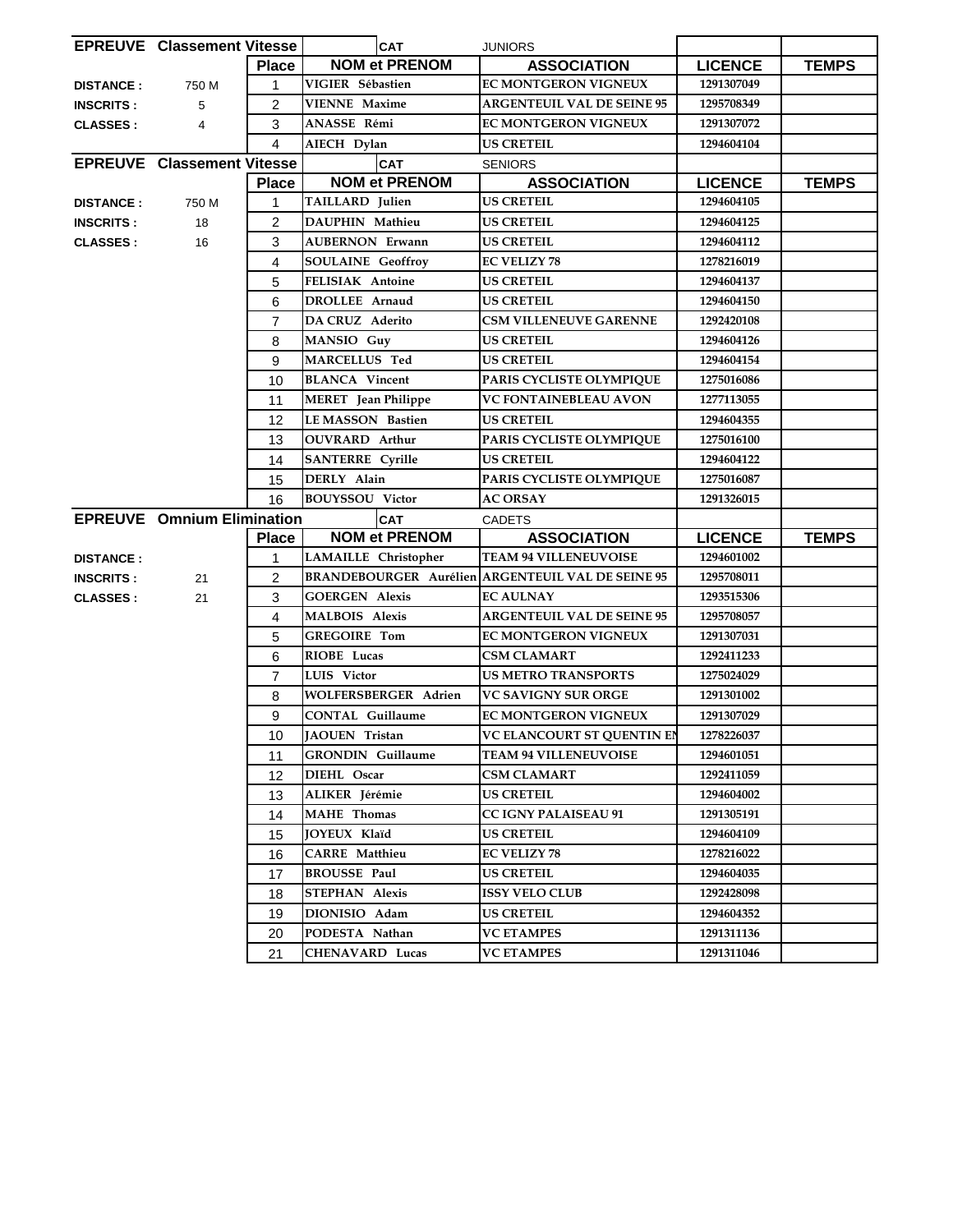| EPREUVE Classement Vitesse | | | CAT | JUNIORS | | |
|---|---|---|---|---|---|---|
| | | Place | NOM et PRENOM | ASSOCIATION | LICENCE | TEMPS |
| DISTANCE : | 750 M | 1 | VIGIER Sébastien | EC MONTGERON VIGNEUX | 1291307049 | |
| INSCRITS : | 5 | 2 | VIENNE Maxime | ARGENTEUIL VAL DE SEINE 95 | 1295708349 | |
| CLASSES : | 4 | 3 | ANASSE Rémi | EC MONTGERON VIGNEUX | 1291307072 | |
| | | 4 | AIECH Dylan | US CRETEIL | 1294604104 | |

| EPREUVE Classement Vitesse | | | CAT | SENIORS | | |
|---|---|---|---|---|---|---|
| | | Place | NOM et PRENOM | ASSOCIATION | LICENCE | TEMPS |
| DISTANCE : | 750 M | 1 | TAILLARD Julien | US CRETEIL | 1294604105 | |
| INSCRITS : | 18 | 2 | DAUPHIN Mathieu | US CRETEIL | 1294604125 | |
| CLASSES : | 16 | 3 | AUBERNON Erwann | US CRETEIL | 1294604112 | |
| | | 4 | SOULAINE Geoffroy | EC VELIZY 78 | 1278216019 | |
| | | 5 | FELISIAK Antoine | US CRETEIL | 1294604137 | |
| | | 6 | DROLLEE Arnaud | US CRETEIL | 1294604150 | |
| | | 7 | DA CRUZ Aderito | CSM VILLENEUVE GARENNE | 1292420108 | |
| | | 8 | MANSIO Guy | US CRETEIL | 1294604126 | |
| | | 9 | MARCELLUS Ted | US CRETEIL | 1294604154 | |
| | | 10 | BLANCA Vincent | PARIS CYCLISTE OLYMPIQUE | 1275016086 | |
| | | 11 | MERET Jean Philippe | VC FONTAINEBLEAU AVON | 1277113055 | |
| | | 12 | LE MASSON Bastien | US CRETEIL | 1294604355 | |
| | | 13 | OUVRARD Arthur | PARIS CYCLISTE OLYMPIQUE | 1275016100 | |
| | | 14 | SANTERRE Cyrille | US CRETEIL | 1294604122 | |
| | | 15 | DERLY Alain | PARIS CYCLISTE OLYMPIQUE | 1275016087 | |
| | | 16 | BOUYSSOU Victor | AC ORSAY | 1291326015 | |

| EPREUVE Omnium Elimination | | | CAT | CADETS | | |
|---|---|---|---|---|---|---|
| | | Place | NOM et PRENOM | ASSOCIATION | LICENCE | TEMPS |
| DISTANCE : | | 1 | LAMAILLE Christopher | TEAM 94 VILLENEUVOISE | 1294601002 | |
| INSCRITS : | 21 | 2 | BRANDEBOURGER Aurélien | ARGENTEUIL VAL DE SEINE 95 | 1295708011 | |
| CLASSES : | 21 | 3 | GOERGEN Alexis | EC AULNAY | 1293515306 | |
| | | 4 | MALBOIS Alexis | ARGENTEUIL VAL DE SEINE 95 | 1295708057 | |
| | | 5 | GREGOIRE Tom | EC MONTGERON VIGNEUX | 1291307031 | |
| | | 6 | RIOBE Lucas | CSM CLAMART | 1292411233 | |
| | | 7 | LUIS Victor | US METRO TRANSPORTS | 1275024029 | |
| | | 8 | WOLFERSBERGER Adrien | VC SAVIGNY SUR ORGE | 1291301002 | |
| | | 9 | CONTAL Guillaume | EC MONTGERON VIGNEUX | 1291307029 | |
| | | 10 | JAOUEN Tristan | VC ELANCOURT ST QUENTIN EN | 1278226037 | |
| | | 11 | GRONDIN Guillaume | TEAM 94 VILLENEUVOISE | 1294601051 | |
| | | 12 | DIEHL Oscar | CSM CLAMART | 1292411059 | |
| | | 13 | ALIKER Jérémie | US CRETEIL | 1294604002 | |
| | | 14 | MAHE Thomas | CC IGNY PALAISEAU 91 | 1291305191 | |
| | | 15 | JOYEUX Klaïd | US CRETEIL | 1294604109 | |
| | | 16 | CARRE Matthieu | EC VELIZY 78 | 1278216022 | |
| | | 17 | BROUSSE Paul | US CRETEIL | 1294604035 | |
| | | 18 | STEPHAN Alexis | ISSY VELO CLUB | 1292428098 | |
| | | 19 | DIONISIO Adam | US CRETEIL | 1294604352 | |
| | | 20 | PODESTA Nathan | VC ETAMPES | 1291311136 | |
| | | 21 | CHENAVARD Lucas | VC ETAMPES | 1291311046 | |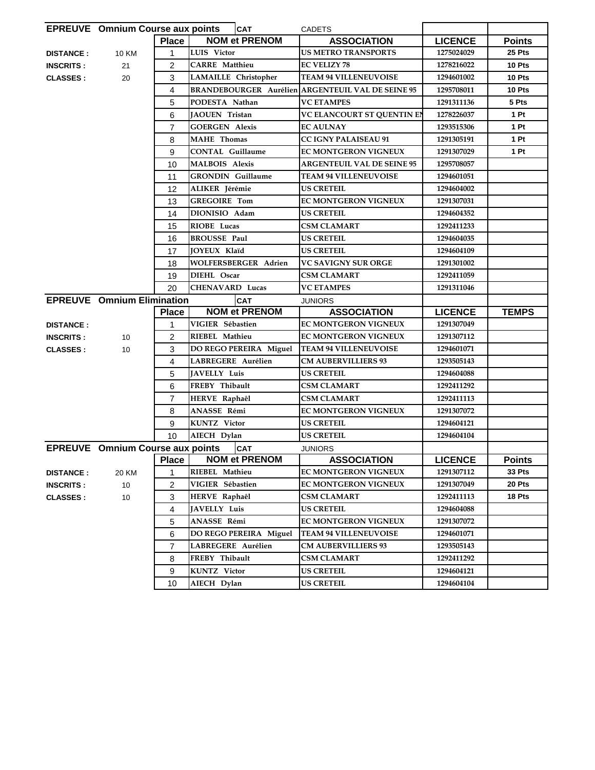| EPREUVE | Omnium Course aux points | | CAT | CADETS | | |
|---|---|---|---|---|---|---|
| | | **Place** | **NOM et PRENOM** | **ASSOCIATION** | **LICENCE** | **Points** |
| **DISTANCE :** | 10 KM | 1 | LUIS Victor | US METRO TRANSPORTS | 1275024029 | 25 Pts |
| **INSCRITS :** | 21 | 2 | CARRE Matthieu | EC VELIZY 78 | 1278216022 | 10 Pts |
| **CLASSES :** | 20 | 3 | LAMAILLE Christopher | TEAM 94 VILLENEUVOISE | 1294601002 | 10 Pts |
| | | 4 | BRANDEBOURGER Aurélien | ARGENTEUIL VAL DE SEINE 95 | 1295708011 | 10 Pts |
| | | 5 | PODESTA Nathan | VC ETAMPES | 1291311136 | 5 Pts |
| | | 6 | JAOUEN Tristan | VC ELANCOURT ST QUENTIN EN | 1278226037 | 1 Pt |
| | | 7 | GOERGEN Alexis | EC AULNAY | 1293515306 | 1 Pt |
| | | 8 | MAHE Thomas | CC IGNY PALAISEAU 91 | 1291305191 | 1 Pt |
| | | 9 | CONTAL Guillaume | EC MONTGERON VIGNEUX | 1291307029 | 1 Pt |
| | | 10 | MALBOIS Alexis | ARGENTEUIL VAL DE SEINE 95 | 1295708057 | |
| | | 11 | GRONDIN Guillaume | TEAM 94 VILLENEUVOISE | 1294601051 | |
| | | 12 | ALIKER Jérémie | US CRETEIL | 1294604002 | |
| | | 13 | GREGOIRE Tom | EC MONTGERON VIGNEUX | 1291307031 | |
| | | 14 | DIONISIO Adam | US CRETEIL | 1294604352 | |
| | | 15 | RIOBE Lucas | CSM CLAMART | 1292411233 | |
| | | 16 | BROUSSE Paul | US CRETEIL | 1294604035 | |
| | | 17 | JOYEUX Klaïd | US CRETEIL | 1294604109 | |
| | | 18 | WOLFERSBERGER Adrien | VC SAVIGNY SUR ORGE | 1291301002 | |
| | | 19 | DIEHL Oscar | CSM CLAMART | 1292411059 | |
| | | 20 | CHENAVARD Lucas | VC ETAMPES | 1291311046 | |

| EPREUVE | Omnium Elimination | | CAT | JUNIORS | | |
|---|---|---|---|---|---|---|
| | | **Place** | **NOM et PRENOM** | **ASSOCIATION** | **LICENCE** | **TEMPS** |
| **DISTANCE :** | | 1 | VIGIER Sébastien | EC MONTGERON VIGNEUX | 1291307049 | |
| **INSCRITS :** | 10 | 2 | RIEBEL Mathieu | EC MONTGERON VIGNEUX | 1291307112 | |
| **CLASSES :** | 10 | 3 | DO REGO PEREIRA Miguel | TEAM 94 VILLENEUVOISE | 1294601071 | |
| | | 4 | LABREGERE Aurélien | CM AUBERVILLIERS 93 | 1293505143 | |
| | | 5 | JAVELLY Luis | US CRETEIL | 1294604088 | |
| | | 6 | FREBY Thibault | CSM CLAMART | 1292411292 | |
| | | 7 | HERVE Raphaêl | CSM CLAMART | 1292411113 | |
| | | 8 | ANASSE Rémi | EC MONTGERON VIGNEUX | 1291307072 | |
| | | 9 | KUNTZ Victor | US CRETEIL | 1294604121 | |
| | | 10 | AIECH Dylan | US CRETEIL | 1294604104 | |

| EPREUVE | Omnium Course aux points | | CAT | JUNIORS | | |
|---|---|---|---|---|---|---|
| | | **Place** | **NOM et PRENOM** | **ASSOCIATION** | **LICENCE** | **Points** |
| **DISTANCE :** | 20 KM | 1 | RIEBEL Mathieu | EC MONTGERON VIGNEUX | 1291307112 | 33 Pts |
| **INSCRITS :** | 10 | 2 | VIGIER Sébastien | EC MONTGERON VIGNEUX | 1291307049 | 20 Pts |
| **CLASSES :** | 10 | 3 | HERVE Raphaêl | CSM CLAMART | 1292411113 | 18 Pts |
| | | 4 | JAVELLY Luis | US CRETEIL | 1294604088 | |
| | | 5 | ANASSE Rémi | EC MONTGERON VIGNEUX | 1291307072 | |
| | | 6 | DO REGO PEREIRA Miguel | TEAM 94 VILLENEUVOISE | 1294601071 | |
| | | 7 | LABREGERE Aurélien | CM AUBERVILLIERS 93 | 1293505143 | |
| | | 8 | FREBY Thibault | CSM CLAMART | 1292411292 | |
| | | 9 | KUNTZ Victor | US CRETEIL | 1294604121 | |
| | | 10 | AIECH Dylan | US CRETEIL | 1294604104 | |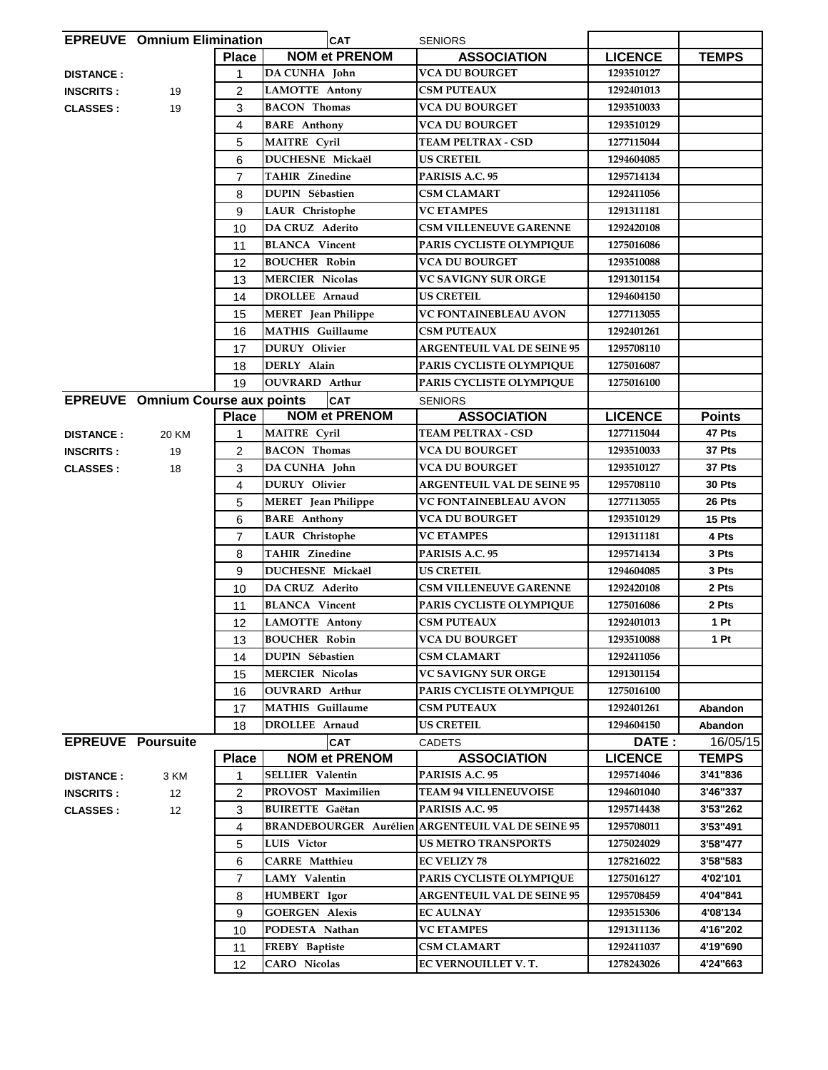## EPREUVE Omnium Elimination — CAT SENIORS

| | | Place | NOM et PRENOM | ASSOCIATION | LICENCE | TEMPS |
|---|---|---|---|---|---|---|
| DISTANCE : | | 1 | DA CUNHA John | VCA DU BOURGET | 1293510127 | |
| INSCRITS : | 19 | 2 | LAMOTTE Antony | CSM PUTEAUX | 1292401013 | |
| CLASSES : | 19 | 3 | BACON Thomas | VCA DU BOURGET | 1293510033 | |
| | | 4 | BARE Anthony | VCA DU BOURGET | 1293510129 | |
| | | 5 | MAITRE Cyril | TEAM PELTRAX - CSD | 1277115044 | |
| | | 6 | DUCHESNE Mickaël | US CRETEIL | 1294604085 | |
| | | 7 | TAHIR Zinedine | PARISIS A.C. 95 | 1295714134 | |
| | | 8 | DUPIN Sébastien | CSM CLAMART | 1292411056 | |
| | | 9 | LAUR Christophe | VC ETAMPES | 1291311181 | |
| | | 10 | DA CRUZ Aderito | CSM VILLENEUVE GARENNE | 1292420108 | |
| | | 11 | BLANCA Vincent | PARIS CYCLISTE OLYMPIQUE | 1275016086 | |
| | | 12 | BOUCHER Robin | VCA DU BOURGET | 1293510088 | |
| | | 13 | MERCIER Nicolas | VC SAVIGNY SUR ORGE | 1291301154 | |
| | | 14 | DROLLEE Arnaud | US CRETEIL | 1294604150 | |
| | | 15 | MERET Jean Philippe | VC FONTAINEBLEAU AVON | 1277113055 | |
| | | 16 | MATHIS Guillaume | CSM PUTEAUX | 1292401261 | |
| | | 17 | DURUY Olivier | ARGENTEUIL VAL DE SEINE 95 | 1295708110 | |
| | | 18 | DERLY Alain | PARIS CYCLISTE OLYMPIQUE | 1275016087 | |
| | | 19 | OUVRARD Arthur | PARIS CYCLISTE OLYMPIQUE | 1275016100 | |

## EPREUVE Omnium Course aux points — CAT SENIORS

| | | Place | NOM et PRENOM | ASSOCIATION | LICENCE | Points |
|---|---|---|---|---|---|---|
| DISTANCE : | 20 KM | 1 | MAITRE Cyril | TEAM PELTRAX - CSD | 1277115044 | 47 Pts |
| INSCRITS : | 19 | 2 | BACON Thomas | VCA DU BOURGET | 1293510033 | 37 Pts |
| CLASSES : | 18 | 3 | DA CUNHA John | VCA DU BOURGET | 1293510127 | 37 Pts |
| | | 4 | DURUY Olivier | ARGENTEUIL VAL DE SEINE 95 | 1295708110 | 30 Pts |
| | | 5 | MERET Jean Philippe | VC FONTAINEBLEAU AVON | 1277113055 | 26 Pts |
| | | 6 | BARE Anthony | VCA DU BOURGET | 1293510129 | 15 Pts |
| | | 7 | LAUR Christophe | VC ETAMPES | 1291311181 | 4 Pts |
| | | 8 | TAHIR Zinedine | PARISIS A.C. 95 | 1295714134 | 3 Pts |
| | | 9 | DUCHESNE Mickaël | US CRETEIL | 1294604085 | 3 Pts |
| | | 10 | DA CRUZ Aderito | CSM VILLENEUVE GARENNE | 1292420108 | 2 Pts |
| | | 11 | BLANCA Vincent | PARIS CYCLISTE OLYMPIQUE | 1275016086 | 2 Pts |
| | | 12 | LAMOTTE Antony | CSM PUTEAUX | 1292401013 | 1 Pt |
| | | 13 | BOUCHER Robin | VCA DU BOURGET | 1293510088 | 1 Pt |
| | | 14 | DUPIN Sébastien | CSM CLAMART | 1292411056 | |
| | | 15 | MERCIER Nicolas | VC SAVIGNY SUR ORGE | 1291301154 | |
| | | 16 | OUVRARD Arthur | PARIS CYCLISTE OLYMPIQUE | 1275016100 | |
| | | 17 | MATHIS Guillaume | CSM PUTEAUX | 1292401261 | Abandon |
| | | 18 | DROLLEE Arnaud | US CRETEIL | 1294604150 | Abandon |

## EPREUVE Poursuite — CAT CADETS — DATE : 16/05/15

| | | Place | NOM et PRENOM | ASSOCIATION | LICENCE | TEMPS |
|---|---|---|---|---|---|---|
| DISTANCE : | 3 KM | 1 | SELLIER Valentin | PARISIS A.C. 95 | 1295714046 | 3'41"836 |
| INSCRITS : | 12 | 2 | PROVOST Maximilien | TEAM 94 VILLENEUVOISE | 1294601040 | 3'46"337 |
| CLASSES : | 12 | 3 | BUIRETTE Gaëtan | PARISIS A.C. 95 | 1295714438 | 3'53"262 |
| | | 4 | BRANDEBOURGER Aurélien | ARGENTEUIL VAL DE SEINE 95 | 1295708011 | 3'53"491 |
| | | 5 | LUIS Victor | US METRO TRANSPORTS | 1275024029 | 3'58"477 |
| | | 6 | CARRE Matthieu | EC VELIZY 78 | 1278216022 | 3'58"583 |
| | | 7 | LAMY Valentin | PARIS CYCLISTE OLYMPIQUE | 1275016127 | 4'02'101 |
| | | 8 | HUMBERT Igor | ARGENTEUIL VAL DE SEINE 95 | 1295708459 | 4'04"841 |
| | | 9 | GOERGEN Alexis | EC AULNAY | 1293515306 | 4'08'134 |
| | | 10 | PODESTA Nathan | VC ETAMPES | 1291311136 | 4'16"202 |
| | | 11 | FREBY Baptiste | CSM CLAMART | 1292411037 | 4'19"690 |
| | | 12 | CARO Nicolas | EC VERNOUILLET V. T. | 1278243026 | 4'24"663 |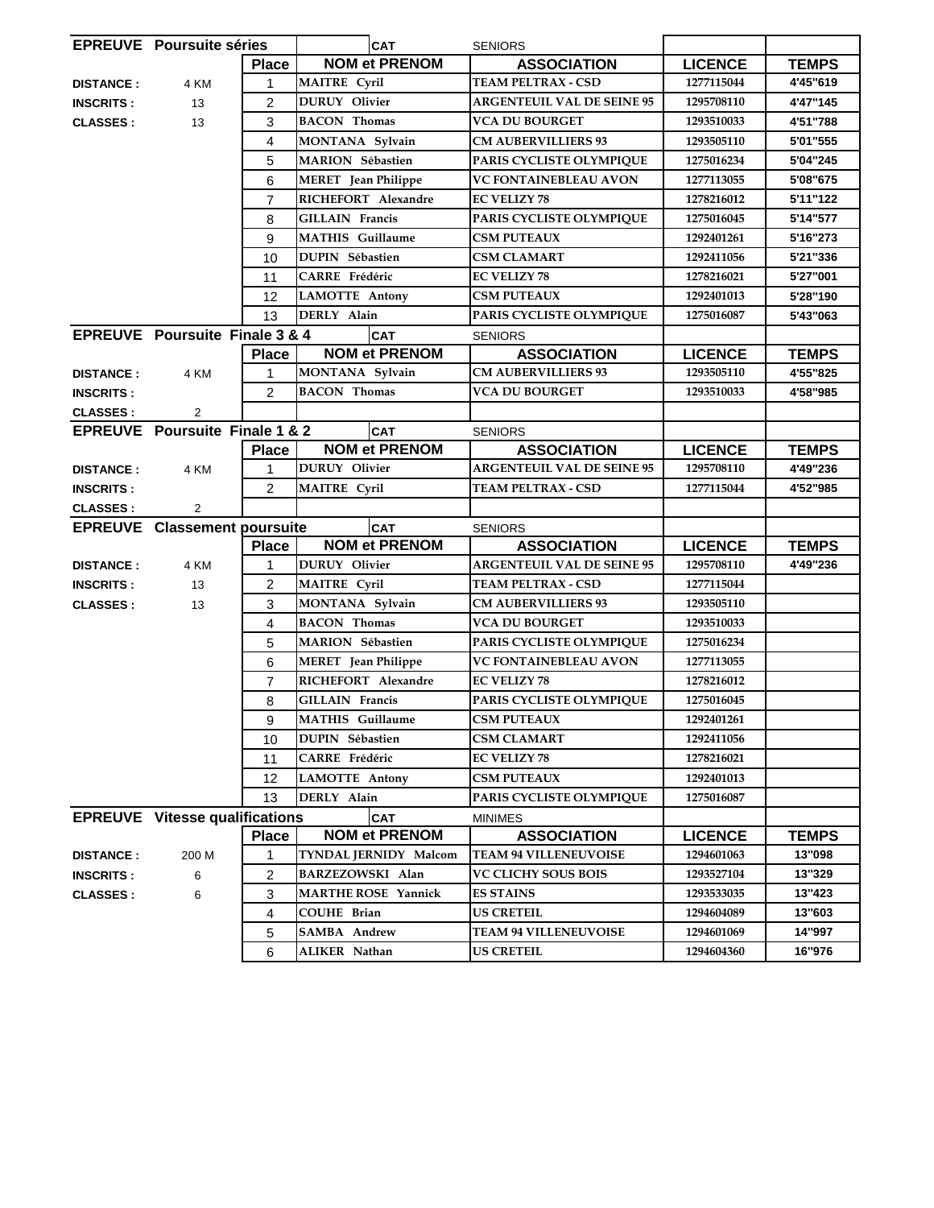| EPREUVE Poursuite séries | | | CAT | SENIORS | | |
|---|---|---|---|---|---|---|
| | | Place | NOM et PRENOM | ASSOCIATION | LICENCE | TEMPS |
| DISTANCE : | 4 KM | 1 | MAITRE Cyril | TEAM PELTRAX - CSD | 1277115044 | 4'45"619 |
| INSCRITS : | 13 | 2 | DURUY Olivier | ARGENTEUIL VAL DE SEINE 95 | 1295708110 | 4'47"145 |
| CLASSES : | 13 | 3 | BACON Thomas | VCA DU BOURGET | 1293510033 | 4'51"788 |
| | | 4 | MONTANA Sylvain | CM AUBERVILLIERS 93 | 1293505110 | 5'01"555 |
| | | 5 | MARION Sébastien | PARIS CYCLISTE OLYMPIQUE | 1275016234 | 5'04"245 |
| | | 6 | MERET Jean Philippe | VC FONTAINEBLEAU AVON | 1277113055 | 5'08"675 |
| | | 7 | RICHEFORT Alexandre | EC VELIZY 78 | 1278216012 | 5'11"122 |
| | | 8 | GILLAIN Francis | PARIS CYCLISTE OLYMPIQUE | 1275016045 | 5'14"577 |
| | | 9 | MATHIS Guillaume | CSM PUTEAUX | 1292401261 | 5'16"273 |
| | | 10 | DUPIN Sébastien | CSM CLAMART | 1292411056 | 5'21"336 |
| | | 11 | CARRE Frédéric | EC VELIZY 78 | 1278216021 | 5'27"001 |
| | | 12 | LAMOTTE Antony | CSM PUTEAUX | 1292401013 | 5'28"190 |
| | | 13 | DERLY Alain | PARIS CYCLISTE OLYMPIQUE | 1275016087 | 5'43"063 |

| EPREUVE Poursuite Finale 3 & 4 | | | CAT | SENIORS | | |
|---|---|---|---|---|---|---|
| | | Place | NOM et PRENOM | ASSOCIATION | LICENCE | TEMPS |
| DISTANCE : | 4 KM | 1 | MONTANA Sylvain | CM AUBERVILLIERS 93 | 1293505110 | 4'55"825 |
| INSCRITS : | | 2 | BACON Thomas | VCA DU BOURGET | 1293510033 | 4'58"985 |
| CLASSES : | 2 | | | | | |

| EPREUVE Poursuite Finale 1 & 2 | | | CAT | SENIORS | | |
|---|---|---|---|---|---|---|
| | | Place | NOM et PRENOM | ASSOCIATION | LICENCE | TEMPS |
| DISTANCE : | 4 KM | 1 | DURUY Olivier | ARGENTEUIL VAL DE SEINE 95 | 1295708110 | 4'49"236 |
| INSCRITS : | | 2 | MAITRE Cyril | TEAM PELTRAX - CSD | 1277115044 | 4'52"985 |
| CLASSES : | 2 | | | | | |

| EPREUVE Classement poursuite | | | CAT | SENIORS | | |
|---|---|---|---|---|---|---|
| | | Place | NOM et PRENOM | ASSOCIATION | LICENCE | TEMPS |
| DISTANCE : | 4 KM | 1 | DURUY Olivier | ARGENTEUIL VAL DE SEINE 95 | 1295708110 | 4'49"236 |
| INSCRITS : | 13 | 2 | MAITRE Cyril | TEAM PELTRAX - CSD | 1277115044 | |
| CLASSES : | 13 | 3 | MONTANA Sylvain | CM AUBERVILLIERS 93 | 1293505110 | |
| | | 4 | BACON Thomas | VCA DU BOURGET | 1293510033 | |
| | | 5 | MARION Sébastien | PARIS CYCLISTE OLYMPIQUE | 1275016234 | |
| | | 6 | MERET Jean Philippe | VC FONTAINEBLEAU AVON | 1277113055 | |
| | | 7 | RICHEFORT Alexandre | EC VELIZY 78 | 1278216012 | |
| | | 8 | GILLAIN Francis | PARIS CYCLISTE OLYMPIQUE | 1275016045 | |
| | | 9 | MATHIS Guillaume | CSM PUTEAUX | 1292401261 | |
| | | 10 | DUPIN Sébastien | CSM CLAMART | 1292411056 | |
| | | 11 | CARRE Frédéric | EC VELIZY 78 | 1278216021 | |
| | | 12 | LAMOTTE Antony | CSM PUTEAUX | 1292401013 | |
| | | 13 | DERLY Alain | PARIS CYCLISTE OLYMPIQUE | 1275016087 | |

| EPREUVE Vitesse qualifications | | | CAT | MINIMES | | |
|---|---|---|---|---|---|---|
| | | Place | NOM et PRENOM | ASSOCIATION | LICENCE | TEMPS |
| DISTANCE : | 200 M | 1 | TYNDAL JERNIDY Malcom | TEAM 94 VILLENEUVOISE | 1294601063 | 13"098 |
| INSCRITS : | 6 | 2 | BARZEZOWSKI Alan | VC CLICHY SOUS BOIS | 1293527104 | 13"329 |
| CLASSES : | 6 | 3 | MARTHE ROSE Yannick | ES STAINS | 1293533035 | 13"423 |
| | | 4 | COUHE Brian | US CRETEIL | 1294604089 | 13"603 |
| | | 5 | SAMBA Andrew | TEAM 94 VILLENEUVOISE | 1294601069 | 14"997 |
| | | 6 | ALIKER Nathan | US CRETEIL | 1294604360 | 16"976 |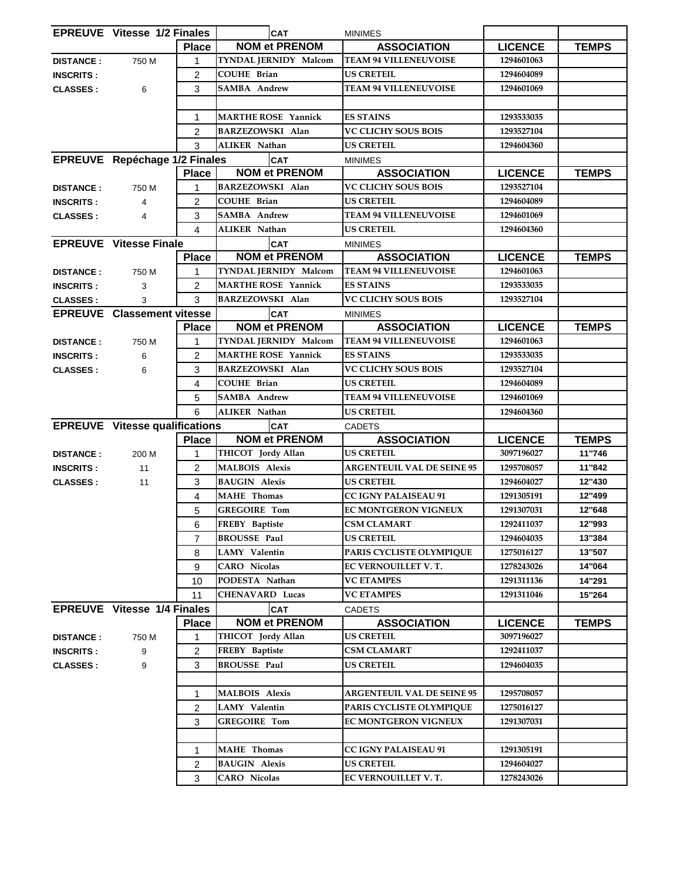| EPREUVE Vitesse 1/2 Finales | | | CAT | MINIMES | | |
|---|---|---|---|---|---|---|
| | | Place | NOM et PRENOM | ASSOCIATION | LICENCE | TEMPS |
| DISTANCE : | 750 M | 1 | TYNDAL JERNIDY Malcom | TEAM 94 VILLENEUVOISE | 1294601063 | |
| INSCRITS : | | 2 | COUHE Brian | US CRETEIL | 1294604089 | |
| CLASSES : | 6 | 3 | SAMBA Andrew | TEAM 94 VILLENEUVOISE | 1294601069 | |
| | | | | | | |
| | | 1 | MARTHE ROSE Yannick | ES STAINS | 1293533035 | |
| | | 2 | BARZEZOWSKI Alan | VC CLICHY SOUS BOIS | 1293527104 | |
| | | 3 | ALIKER Nathan | US CRETEIL | 1294604360 | |

| EPREUVE Repéchage 1/2 Finales | | | CAT | MINIMES | | |
|---|---|---|---|---|---|---|
| | | Place | NOM et PRENOM | ASSOCIATION | LICENCE | TEMPS |
| DISTANCE : | 750 M | 1 | BARZEZOWSKI Alan | VC CLICHY SOUS BOIS | 1293527104 | |
| INSCRITS : | 4 | 2 | COUHE Brian | US CRETEIL | 1294604089 | |
| CLASSES : | 4 | 3 | SAMBA Andrew | TEAM 94 VILLENEUVOISE | 1294601069 | |
| | | 4 | ALIKER Nathan | US CRETEIL | 1294604360 | |

| EPREUVE Vitesse Finale | | | CAT | MINIMES | | |
|---|---|---|---|---|---|---|
| | | Place | NOM et PRENOM | ASSOCIATION | LICENCE | TEMPS |
| DISTANCE : | 750 M | 1 | TYNDAL JERNIDY Malcom | TEAM 94 VILLENEUVOISE | 1294601063 | |
| INSCRITS : | 3 | 2 | MARTHE ROSE Yannick | ES STAINS | 1293533035 | |
| CLASSES : | 3 | 3 | BARZEZOWSKI Alan | VC CLICHY SOUS BOIS | 1293527104 | |

| EPREUVE Classement vitesse | | | CAT | MINIMES | | |
|---|---|---|---|---|---|---|
| | | Place | NOM et PRENOM | ASSOCIATION | LICENCE | TEMPS |
| DISTANCE : | 750 M | 1 | TYNDAL JERNIDY Malcom | TEAM 94 VILLENEUVOISE | 1294601063 | |
| INSCRITS : | 6 | 2 | MARTHE ROSE Yannick | ES STAINS | 1293533035 | |
| CLASSES : | 6 | 3 | BARZEZOWSKI Alan | VC CLICHY SOUS BOIS | 1293527104 | |
| | | 4 | COUHE Brian | US CRETEIL | 1294604089 | |
| | | 5 | SAMBA Andrew | TEAM 94 VILLENEUVOISE | 1294601069 | |
| | | 6 | ALIKER Nathan | US CRETEIL | 1294604360 | |

| EPREUVE Vitesse qualifications | | | CAT | CADETS | | |
|---|---|---|---|---|---|---|
| | | Place | NOM et PRENOM | ASSOCIATION | LICENCE | TEMPS |
| DISTANCE : | 200 M | 1 | THICOT Jordy Allan | US CRETEIL | 3097196027 | 11"746 |
| INSCRITS : | 11 | 2 | MALBOIS Alexis | ARGENTEUIL VAL DE SEINE 95 | 1295708057 | 11"842 |
| CLASSES : | 11 | 3 | BAUGIN Alexis | US CRETEIL | 1294604027 | 12"430 |
| | | 4 | MAHE Thomas | CC IGNY PALAISEAU 91 | 1291305191 | 12"499 |
| | | 5 | GREGOIRE Tom | EC MONTGERON VIGNEUX | 1291307031 | 12"648 |
| | | 6 | FREBY Baptiste | CSM CLAMART | 1292411037 | 12"993 |
| | | 7 | BROUSSE Paul | US CRETEIL | 1294604035 | 13"384 |
| | | 8 | LAMY Valentin | PARIS CYCLISTE OLYMPIQUE | 1275016127 | 13"507 |
| | | 9 | CARO Nicolas | EC VERNOUILLET V. T. | 1278243026 | 14"064 |
| | | 10 | PODESTA Nathan | VC ETAMPES | 1291311136 | 14"291 |
| | | 11 | CHENAVARD Lucas | VC ETAMPES | 1291311046 | 15"264 |

| EPREUVE Vitesse 1/4 Finales | | | CAT | CADETS | | |
|---|---|---|---|---|---|---|
| | | Place | NOM et PRENOM | ASSOCIATION | LICENCE | TEMPS |
| DISTANCE : | 750 M | 1 | THICOT Jordy Allan | US CRETEIL | 3097196027 | |
| INSCRITS : | 9 | 2 | FREBY Baptiste | CSM CLAMART | 1292411037 | |
| CLASSES : | 9 | 3 | BROUSSE Paul | US CRETEIL | 1294604035 | |
| | | | | | | |
| | | 1 | MALBOIS Alexis | ARGENTEUIL VAL DE SEINE 95 | 1295708057 | |
| | | 2 | LAMY Valentin | PARIS CYCLISTE OLYMPIQUE | 1275016127 | |
| | | 3 | GREGOIRE Tom | EC MONTGERON VIGNEUX | 1291307031 | |
| | | | | | | |
| | | 1 | MAHE Thomas | CC IGNY PALAISEAU 91 | 1291305191 | |
| | | 2 | BAUGIN Alexis | US CRETEIL | 1294604027 | |
| | | 3 | CARO Nicolas | EC VERNOUILLET V. T. | 1278243026 | |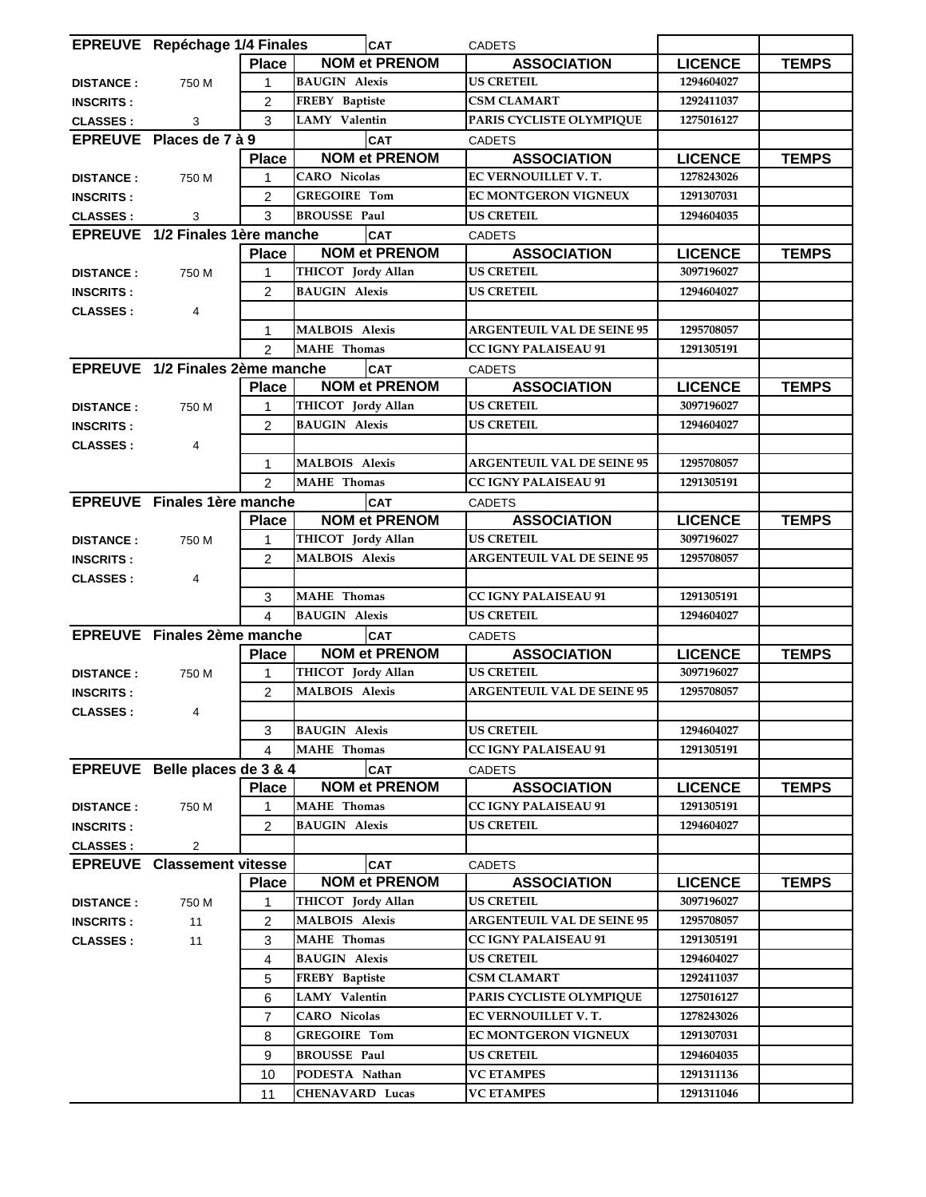| EPREUVE | Repéchage 1/4 Finales | | CAT | CADETS | | |
|---|---|---|---|---|---|---|
| | | Place | NOM et PRENOM | ASSOCIATION | LICENCE | TEMPS |
| DISTANCE : | 750 M | 1 | BAUGIN Alexis | US CRETEIL | 1294604027 | |
| INSCRITS : | | 2 | FREBY Baptiste | CSM CLAMART | 1292411037 | |
| CLASSES : | 3 | 3 | LAMY Valentin | PARIS CYCLISTE OLYMPIQUE | 1275016127 | |

| EPREUVE | Places de 7 à 9 | | CAT | CADETS | | |
|---|---|---|---|---|---|---|
| | | Place | NOM et PRENOM | ASSOCIATION | LICENCE | TEMPS |
| DISTANCE : | 750 M | 1 | CARO Nicolas | EC VERNOUILLET V. T. | 1278243026 | |
| INSCRITS : | | 2 | GREGOIRE Tom | EC MONTGERON VIGNEUX | 1291307031 | |
| CLASSES : | 3 | 3 | BROUSSE Paul | US CRETEIL | 1294604035 | |

| EPREUVE | 1/2 Finales 1ère manche | | CAT | CADETS | | |
|---|---|---|---|---|---|---|
| | | Place | NOM et PRENOM | ASSOCIATION | LICENCE | TEMPS |
| DISTANCE : | 750 M | 1 | THICOT Jordy Allan | US CRETEIL | 3097196027 | |
| INSCRITS : | | 2 | BAUGIN Alexis | US CRETEIL | 1294604027 | |
| CLASSES : | 4 | | | | | |
| | | 1 | MALBOIS Alexis | ARGENTEUIL VAL DE SEINE 95 | 1295708057 | |
| | | 2 | MAHE Thomas | CC IGNY PALAISEAU 91 | 1291305191 | |

| EPREUVE | 1/2 Finales 2ème manche | | CAT | CADETS | | |
|---|---|---|---|---|---|---|
| | | Place | NOM et PRENOM | ASSOCIATION | LICENCE | TEMPS |
| DISTANCE : | 750 M | 1 | THICOT Jordy Allan | US CRETEIL | 3097196027 | |
| INSCRITS : | | 2 | BAUGIN Alexis | US CRETEIL | 1294604027 | |
| CLASSES : | 4 | | | | | |
| | | 1 | MALBOIS Alexis | ARGENTEUIL VAL DE SEINE 95 | 1295708057 | |
| | | 2 | MAHE Thomas | CC IGNY PALAISEAU 91 | 1291305191 | |

| EPREUVE | Finales 1ère manche | | CAT | CADETS | | |
|---|---|---|---|---|---|---|
| | | Place | NOM et PRENOM | ASSOCIATION | LICENCE | TEMPS |
| DISTANCE : | 750 M | 1 | THICOT Jordy Allan | US CRETEIL | 3097196027 | |
| INSCRITS : | | 2 | MALBOIS Alexis | ARGENTEUIL VAL DE SEINE 95 | 1295708057 | |
| CLASSES : | 4 | | | | | |
| | | 3 | MAHE Thomas | CC IGNY PALAISEAU 91 | 1291305191 | |
| | | 4 | BAUGIN Alexis | US CRETEIL | 1294604027 | |

| EPREUVE | Finales 2ème manche | | CAT | CADETS | | |
|---|---|---|---|---|---|---|
| | | Place | NOM et PRENOM | ASSOCIATION | LICENCE | TEMPS |
| DISTANCE : | 750 M | 1 | THICOT Jordy Allan | US CRETEIL | 3097196027 | |
| INSCRITS : | | 2 | MALBOIS Alexis | ARGENTEUIL VAL DE SEINE 95 | 1295708057 | |
| CLASSES : | 4 | | | | | |
| | | 3 | BAUGIN Alexis | US CRETEIL | 1294604027 | |
| | | 4 | MAHE Thomas | CC IGNY PALAISEAU 91 | 1291305191 | |

| EPREUVE | Belle places de 3 & 4 | | CAT | CADETS | | |
|---|---|---|---|---|---|---|
| | | Place | NOM et PRENOM | ASSOCIATION | LICENCE | TEMPS |
| DISTANCE : | 750 M | 1 | MAHE Thomas | CC IGNY PALAISEAU 91 | 1291305191 | |
| INSCRITS : | | 2 | BAUGIN Alexis | US CRETEIL | 1294604027 | |
| CLASSES : | 2 | | | | | |

| EPREUVE | Classement vitesse | | CAT | CADETS | | |
|---|---|---|---|---|---|---|
| | | Place | NOM et PRENOM | ASSOCIATION | LICENCE | TEMPS |
| DISTANCE : | 750 M | 1 | THICOT Jordy Allan | US CRETEIL | 3097196027 | |
| INSCRITS : | 11 | 2 | MALBOIS Alexis | ARGENTEUIL VAL DE SEINE 95 | 1295708057 | |
| CLASSES : | 11 | 3 | MAHE Thomas | CC IGNY PALAISEAU 91 | 1291305191 | |
| | | 4 | BAUGIN Alexis | US CRETEIL | 1294604027 | |
| | | 5 | FREBY Baptiste | CSM CLAMART | 1292411037 | |
| | | 6 | LAMY Valentin | PARIS CYCLISTE OLYMPIQUE | 1275016127 | |
| | | 7 | CARO Nicolas | EC VERNOUILLET V. T. | 1278243026 | |
| | | 8 | GREGOIRE Tom | EC MONTGERON VIGNEUX | 1291307031 | |
| | | 9 | BROUSSE Paul | US CRETEIL | 1294604035 | |
| | | 10 | PODESTA Nathan | VC ETAMPES | 1291311136 | |
| | | 11 | CHENAVARD Lucas | VC ETAMPES | 1291311046 | |